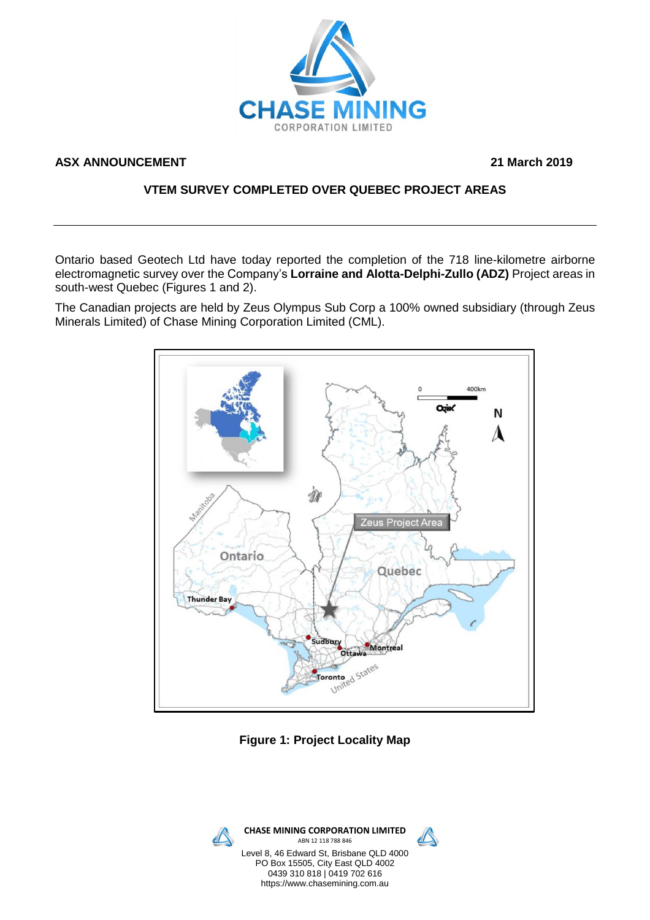**ASX ANNOUNCEMENT** **21 March 2019**

# VTEM SURVEY COMPLETED OVER QUEBEC PROJECT AREAS

Ontario based Geotech Ltd have today reported the completion of the 718 line-kilometre airborne electromagnetic survey over the Company's **Lorraine and Alotta-Delphi-Zullo (ADZ)** Project areas in south-west Quebec (Figures 1 and 2).

The Canadian projects are held by Zeus Olympus Sub Corp a 100% owned subsidiary (through Zeus Minerals Limited) of Chase Mining Corporation Limited (CML).

0 400km

N

Manitoba

Zeus Project Area

Ontario

Quebec

Thunder Bay

Sudbury

Ottawa

Montreal

Toronto

United States

**Figure 1: Project Locality Map**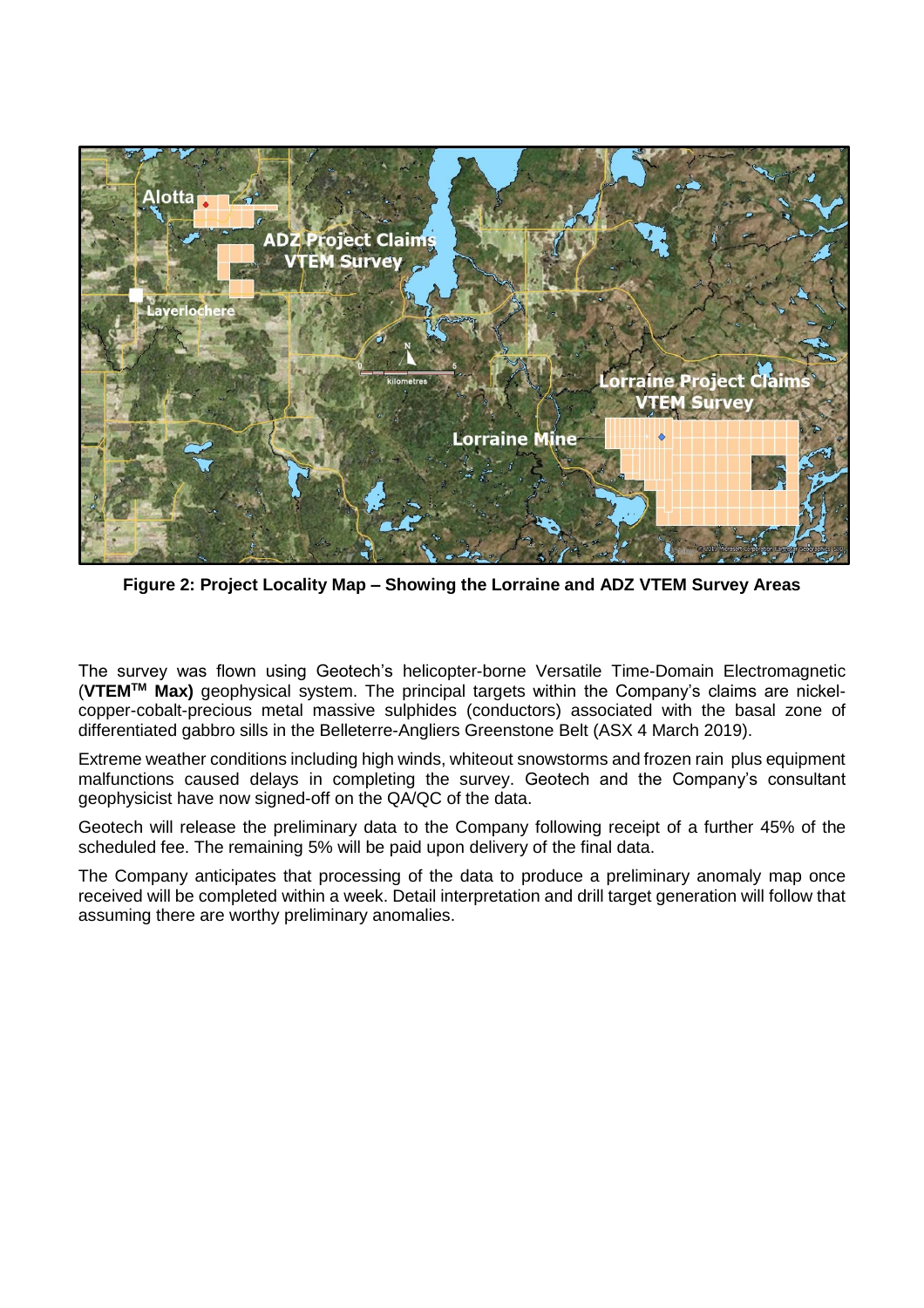Alotta

ADZ Project Claims
VTEM Survey

Laverlochere

N

0 5
kilometres

Lorraine Project Claims
VTEM Survey

Lorraine Mine

**Figure 2: Project Locality Map – Showing the Lorraine and ADZ VTEM Survey Areas**

The survey was flown using Geotech's helicopter-borne Versatile Time-Domain Electromagnetic (**VTEM$^{TM}$ Max)** geophysical system. The principal targets within the Company's claims are nickel-copper-cobalt-precious metal massive sulphides (conductors) associated with the basal zone of differentiated gabbro sills in the Belleterre-Angliers Greenstone Belt (ASX 4 March 2019).

Extreme weather conditions including high winds, whiteout snowstorms and frozen rain plus equipment malfunctions caused delays in completing the survey. Geotech and the Company's consultant geophysicist have now signed-off on the QA/QC of the data.

Geotech will release the preliminary data to the Company following receipt of a further 45% of the scheduled fee. The remaining 5% will be paid upon delivery of the final data.

The Company anticipates that processing of the data to produce a preliminary anomaly map once received will be completed within a week. Detail interpretation and drill target generation will follow that assuming there are worthy preliminary anomalies.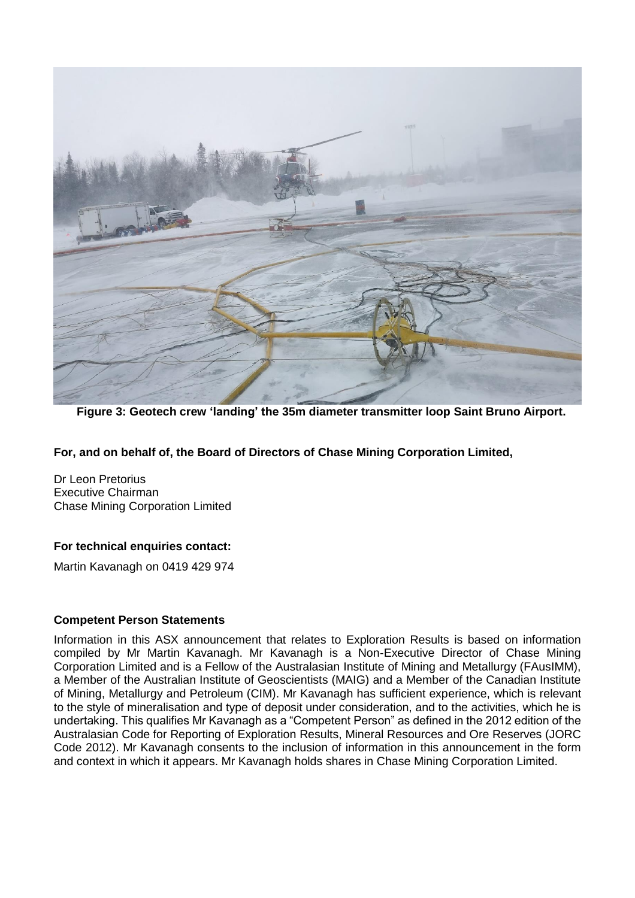**Figure 3: Geotech crew 'landing' the 35m diameter transmitter loop Saint Bruno Airport.**

**For, and on behalf of, the Board of Directors of Chase Mining Corporation Limited,**

Dr Leon Pretorius
Executive Chairman
Chase Mining Corporation Limited

**For technical enquiries contact:**

Martin Kavanagh on 0419 429 974

**Competent Person Statements**

Information in this ASX announcement that relates to Exploration Results is based on information compiled by Mr Martin Kavanagh. Mr Kavanagh is a Non-Executive Director of Chase Mining Corporation Limited and is a Fellow of the Australasian Institute of Mining and Metallurgy (FAusIMM), a Member of the Australian Institute of Geoscientists (MAIG) and a Member of the Canadian Institute of Mining, Metallurgy and Petroleum (CIM). Mr Kavanagh has sufficient experience, which is relevant to the style of mineralisation and type of deposit under consideration, and to the activities, which he is undertaking. This qualifies Mr Kavanagh as a "Competent Person" as defined in the 2012 edition of the Australasian Code for Reporting of Exploration Results, Mineral Resources and Ore Reserves (JORC Code 2012). Mr Kavanagh consents to the inclusion of information in this announcement in the form and context in which it appears. Mr Kavanagh holds shares in Chase Mining Corporation Limited.